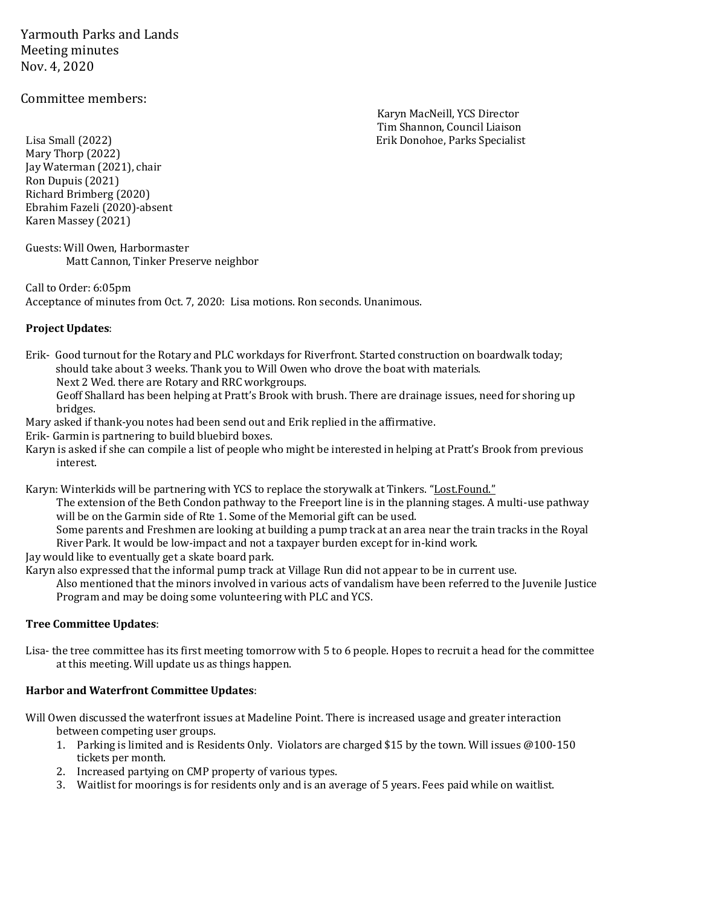Yarmouth Parks and Lands
Meeting minutes
Nov. 4, 2020

Committee members:

Lisa Small (2022)
Mary Thorp (2022)
Jay Waterman (2021), chair
Ron Dupuis (2021)
Richard Brimberg (2020)
Ebrahim Fazeli (2020)-absent
Karen Massey (2021)

Karyn MacNeill, YCS Director
Tim Shannon, Council Liaison
Erik Donohoe, Parks Specialist

Guests: Will Owen, Harbormaster
Matt Cannon, Tinker Preserve neighbor

Call to Order: 6:05pm
Acceptance of minutes from Oct. 7, 2020: Lisa motions. Ron seconds. Unanimous.

**Project Updates**:

Erik- Good turnout for the Rotary and PLC workdays for Riverfront. Started construction on boardwalk today; should take about 3 weeks. Thank you to Will Owen who drove the boat with materials.
Next 2 Wed. there are Rotary and RRC workgroups.
Geoff Shallard has been helping at Pratt's Brook with brush. There are drainage issues, need for shoring up bridges.

Mary asked if thank-you notes had been send out and Erik replied in the affirmative.

Erik- Garmin is partnering to build bluebird boxes.

Karyn is asked if she can compile a list of people who might be interested in helping at Pratt's Brook from previous interest.

Karyn: Winterkids will be partnering with YCS to replace the storywalk at Tinkers. "Lost.Found."
The extension of the Beth Condon pathway to the Freeport line is in the planning stages. A multi-use pathway will be on the Garmin side of Rte 1. Some of the Memorial gift can be used.
Some parents and Freshmen are looking at building a pump track at an area near the train tracks in the Royal River Park. It would be low-impact and not a taxpayer burden except for in-kind work.

Jay would like to eventually get a skate board park.

Karyn also expressed that the informal pump track at Village Run did not appear to be in current use.
Also mentioned that the minors involved in various acts of vandalism have been referred to the Juvenile Justice Program and may be doing some volunteering with PLC and YCS.

**Tree Committee Updates**:

Lisa- the tree committee has its first meeting tomorrow with 5 to 6 people. Hopes to recruit a head for the committee at this meeting. Will update us as things happen.

**Harbor and Waterfront Committee Updates**:

Will Owen discussed the waterfront issues at Madeline Point. There is increased usage and greater interaction between competing user groups.

1. Parking is limited and is Residents Only. Violators are charged $15 by the town. Will issues @100-150 tickets per month.
2. Increased partying on CMP property of various types.
3. Waitlist for moorings is for residents only and is an average of 5 years. Fees paid while on waitlist.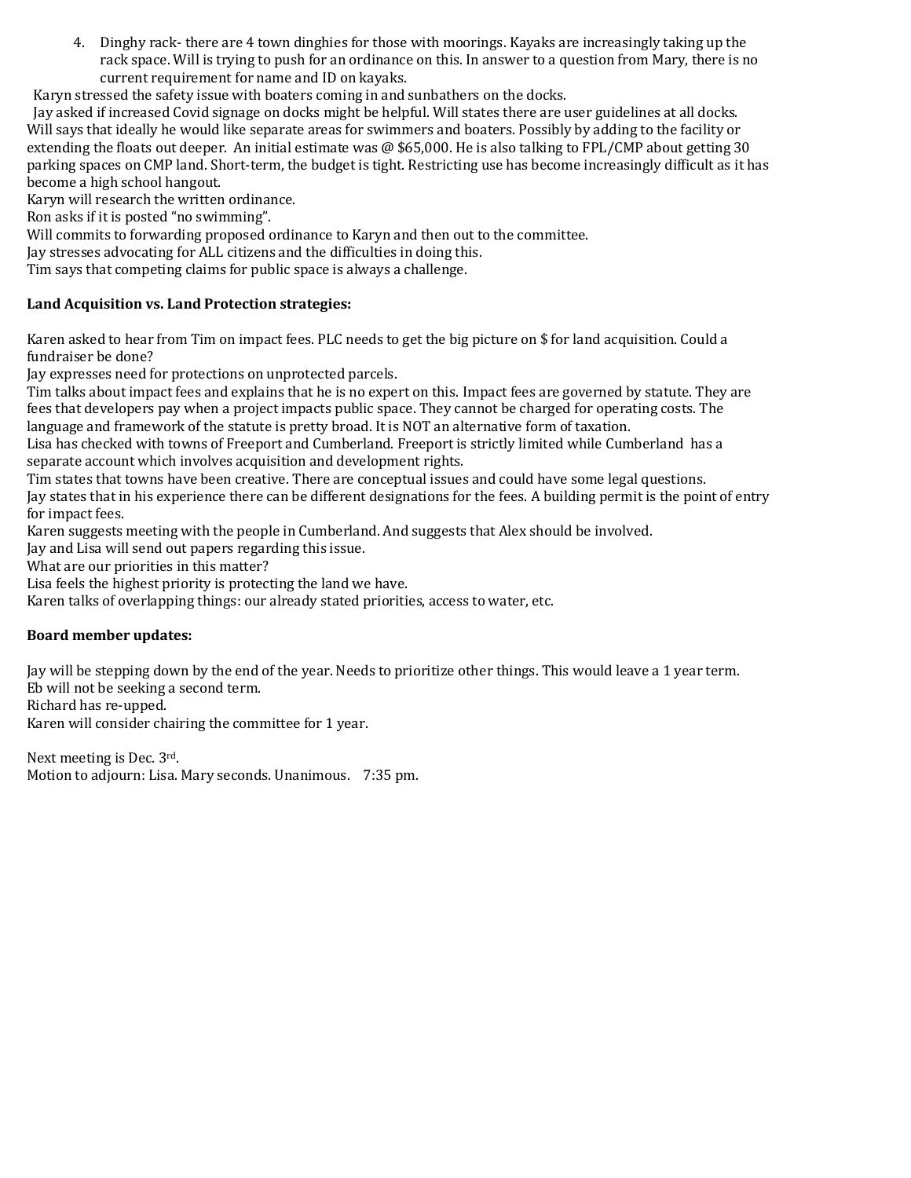4. Dinghy rack- there are 4 town dinghies for those with moorings. Kayaks are increasingly taking up the rack space. Will is trying to push for an ordinance on this. In answer to a question from Mary, there is no current requirement for name and ID on kayaks.

Karyn stressed the safety issue with boaters coming in and sunbathers on the docks.

Jay asked if increased Covid signage on docks might be helpful. Will states there are user guidelines at all docks.

Will says that ideally he would like separate areas for swimmers and boaters. Possibly by adding to the facility or extending the floats out deeper. An initial estimate was @ $65,000. He is also talking to FPL/CMP about getting 30 parking spaces on CMP land. Short-term, the budget is tight. Restricting use has become increasingly difficult as it has become a high school hangout.

Karyn will research the written ordinance.

Ron asks if it is posted "no swimming".

Will commits to forwarding proposed ordinance to Karyn and then out to the committee.

Jay stresses advocating for ALL citizens and the difficulties in doing this.

Tim says that competing claims for public space is always a challenge.

**Land Acquisition vs. Land Protection strategies:**

Karen asked to hear from Tim on impact fees. PLC needs to get the big picture on $ for land acquisition. Could a fundraiser be done?

Jay expresses need for protections on unprotected parcels.

Tim talks about impact fees and explains that he is no expert on this. Impact fees are governed by statute. They are fees that developers pay when a project impacts public space. They cannot be charged for operating costs. The language and framework of the statute is pretty broad. It is NOT an alternative form of taxation.

Lisa has checked with towns of Freeport and Cumberland. Freeport is strictly limited while Cumberland has a separate account which involves acquisition and development rights.

Tim states that towns have been creative. There are conceptual issues and could have some legal questions.

Jay states that in his experience there can be different designations for the fees. A building permit is the point of entry for impact fees.

Karen suggests meeting with the people in Cumberland. And suggests that Alex should be involved.

Jay and Lisa will send out papers regarding this issue.

What are our priorities in this matter?

Lisa feels the highest priority is protecting the land we have.

Karen talks of overlapping things: our already stated priorities, access to water, etc.

**Board member updates:**

Jay will be stepping down by the end of the year. Needs to prioritize other things. This would leave a 1 year term.

Eb will not be seeking a second term.

Richard has re-upped.

Karen will consider chairing the committee for 1 year.

Next meeting is Dec. 3rd.

Motion to adjourn: Lisa. Mary seconds. Unanimous. 7:35 pm.